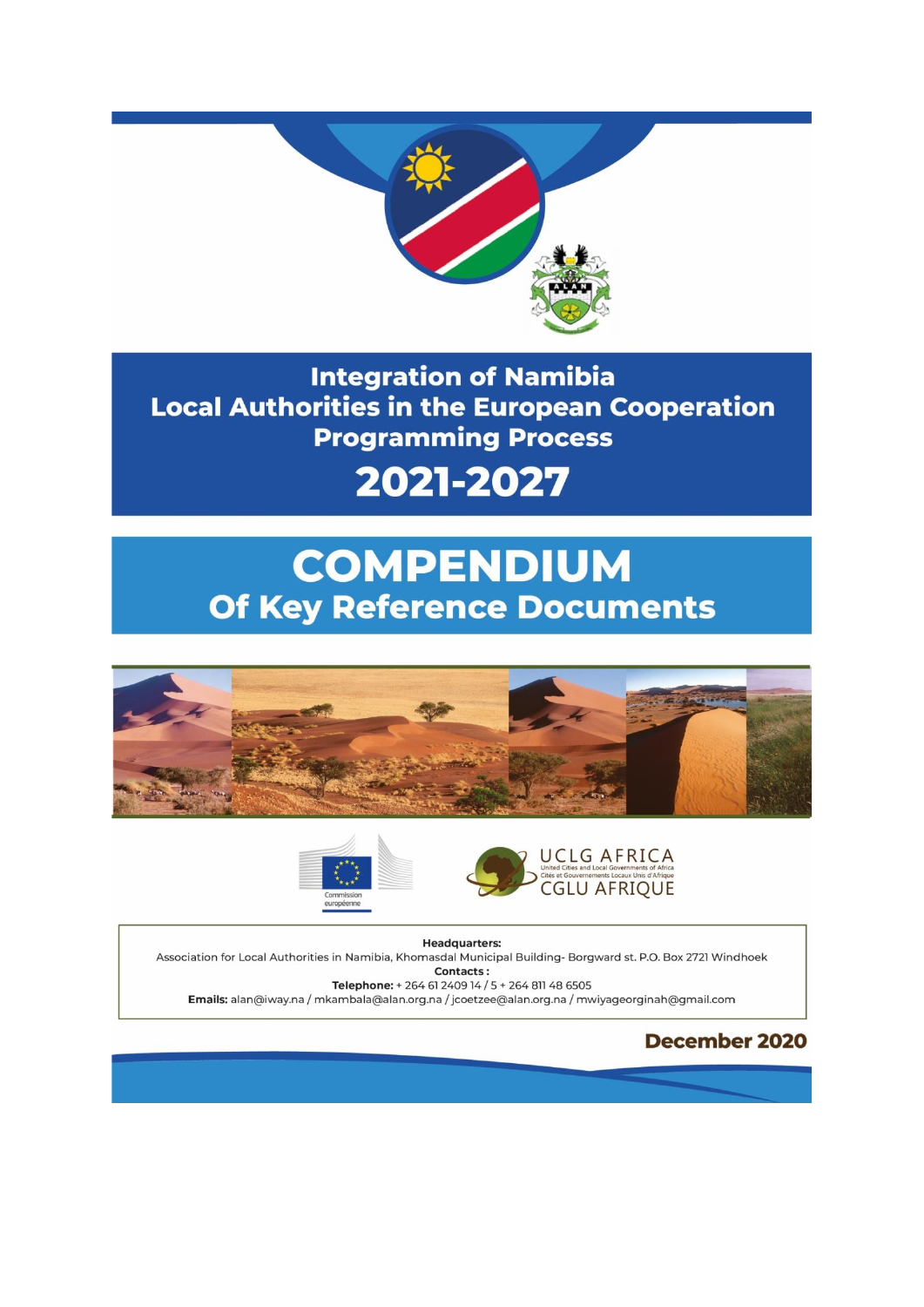# Integration of Namibia Local Authorities in the European Cooperation Programming Process

# 2021-2027

# COMPENDIUM

## Of Key Reference Documents

Commission européenne

UCLG AFRICA
United Cities and Local Governments of Africa
Cités et Gouvernements Locaux Unis d'Afrique
CGLU AFRIQUE

**Headquarters:**
Association for Local Authorities in Namibia, Khomasdal Municipal Building- Borgward st. P.O. Box 2721 Windhoek
**Contacts :**
**Telephone:** + 264 61 2409 14 / 5 + 264 811 48 6505
**Emails:** alan@iway.na / mkambala@alan.org.na / jcoetzee@alan.org.na / mwiyageorginah@gmail.com

**December 2020**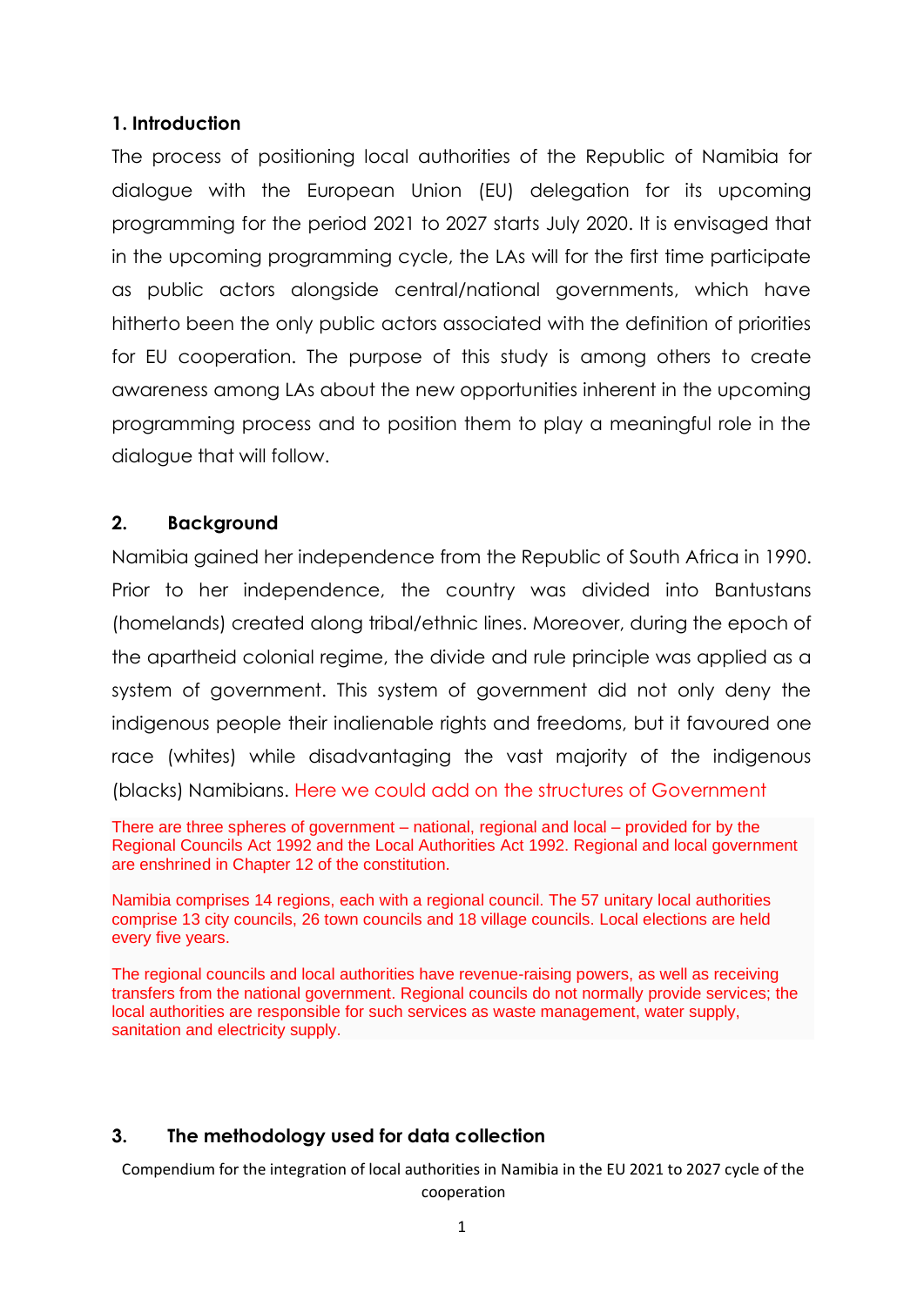## 1. Introduction

The process of positioning local authorities of the Republic of Namibia for dialogue with the European Union (EU) delegation for its upcoming programming for the period 2021 to 2027 starts July 2020. It is envisaged that in the upcoming programming cycle, the LAs will for the first time participate as public actors alongside central/national governments, which have hitherto been the only public actors associated with the definition of priorities for EU cooperation. The purpose of this study is among others to create awareness among LAs about the new opportunities inherent in the upcoming programming process and to position them to play a meaningful role in the dialogue that will follow.

## 2. Background

Namibia gained her independence from the Republic of South Africa in 1990. Prior to her independence, the country was divided into Bantustans (homelands) created along tribal/ethnic lines. Moreover, during the epoch of the apartheid colonial regime, the divide and rule principle was applied as a system of government. This system of government did not only deny the indigenous people their inalienable rights and freedoms, but it favoured one race (whites) while disadvantaging the vast majority of the indigenous (blacks) Namibians. Here we could add on the structures of Government

There are three spheres of government – national, regional and local – provided for by the Regional Councils Act 1992 and the Local Authorities Act 1992. Regional and local government are enshrined in Chapter 12 of the constitution.

Namibia comprises 14 regions, each with a regional council. The 57 unitary local authorities comprise 13 city councils, 26 town councils and 18 village councils. Local elections are held every five years.

The regional councils and local authorities have revenue-raising powers, as well as receiving transfers from the national government. Regional councils do not normally provide services; the local authorities are responsible for such services as waste management, water supply, sanitation and electricity supply.

## 3. The methodology used for data collection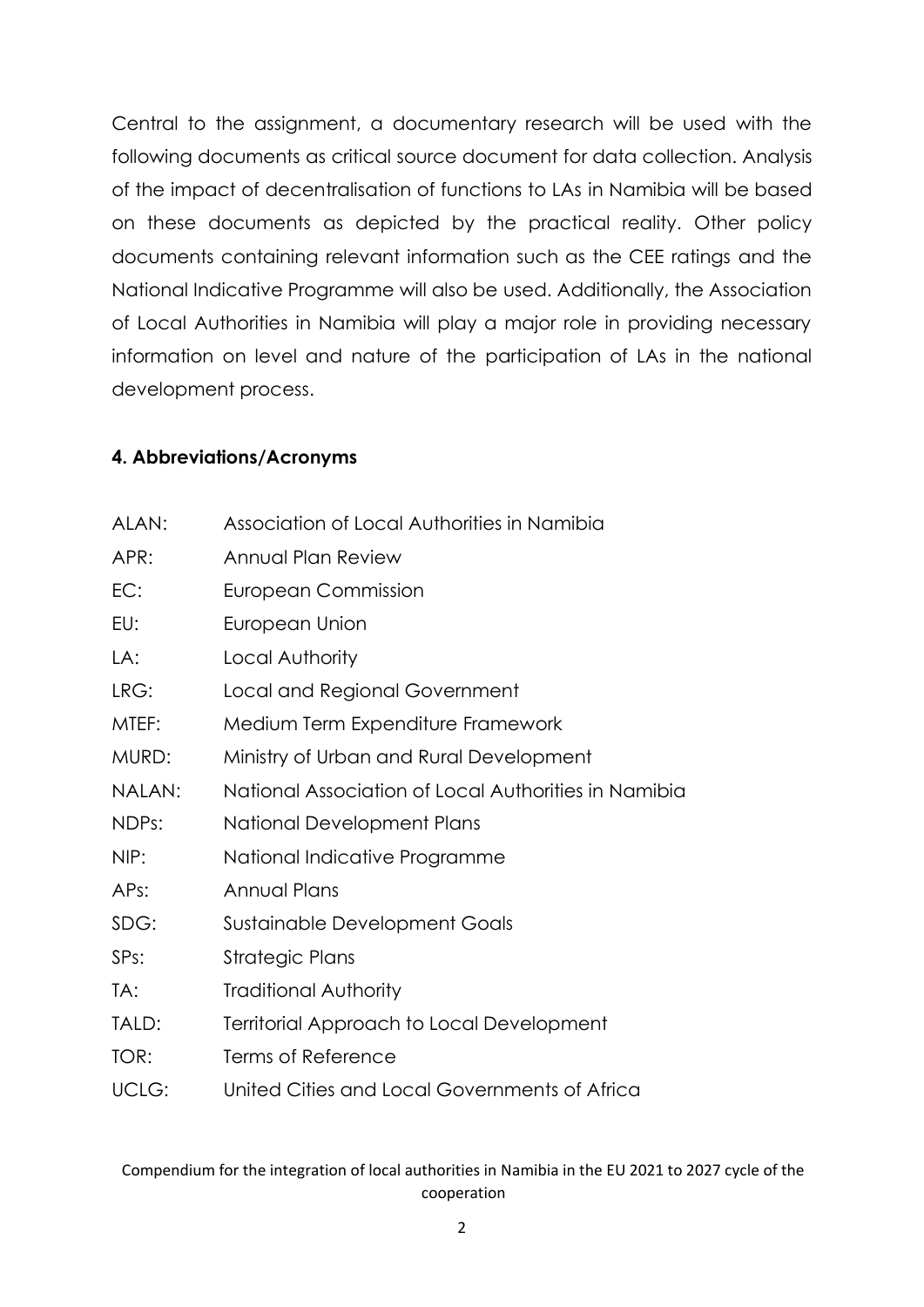Central to the assignment, a documentary research will be used with the following documents as critical source document for data collection. Analysis of the impact of decentralisation of functions to LAs in Namibia will be based on these documents as depicted by the practical reality. Other policy documents containing relevant information such as the CEE ratings and the National Indicative Programme will also be used. Additionally, the Association of Local Authorities in Namibia will play a major role in providing necessary information on level and nature of the participation of LAs in the national development process.

## 4. Abbreviations/Acronyms

| | |
|---|---|
| ALAN: | Association of Local Authorities in Namibia |
| APR: | Annual Plan Review |
| EC: | European Commission |
| EU: | European Union |
| LA: | Local Authority |
| LRG: | Local and Regional Government |
| MTEF: | Medium Term Expenditure Framework |
| MURD: | Ministry of Urban and Rural Development |
| NALAN: | National Association of Local Authorities in Namibia |
| NDPs: | National Development Plans |
| NIP: | National Indicative Programme |
| APs: | Annual Plans |
| SDG: | Sustainable Development Goals |
| SPs: | Strategic Plans |
| TA: | Traditional Authority |
| TALD: | Territorial Approach to Local Development |
| TOR: | Terms of Reference |
| UCLG: | United Cities and Local Governments of Africa |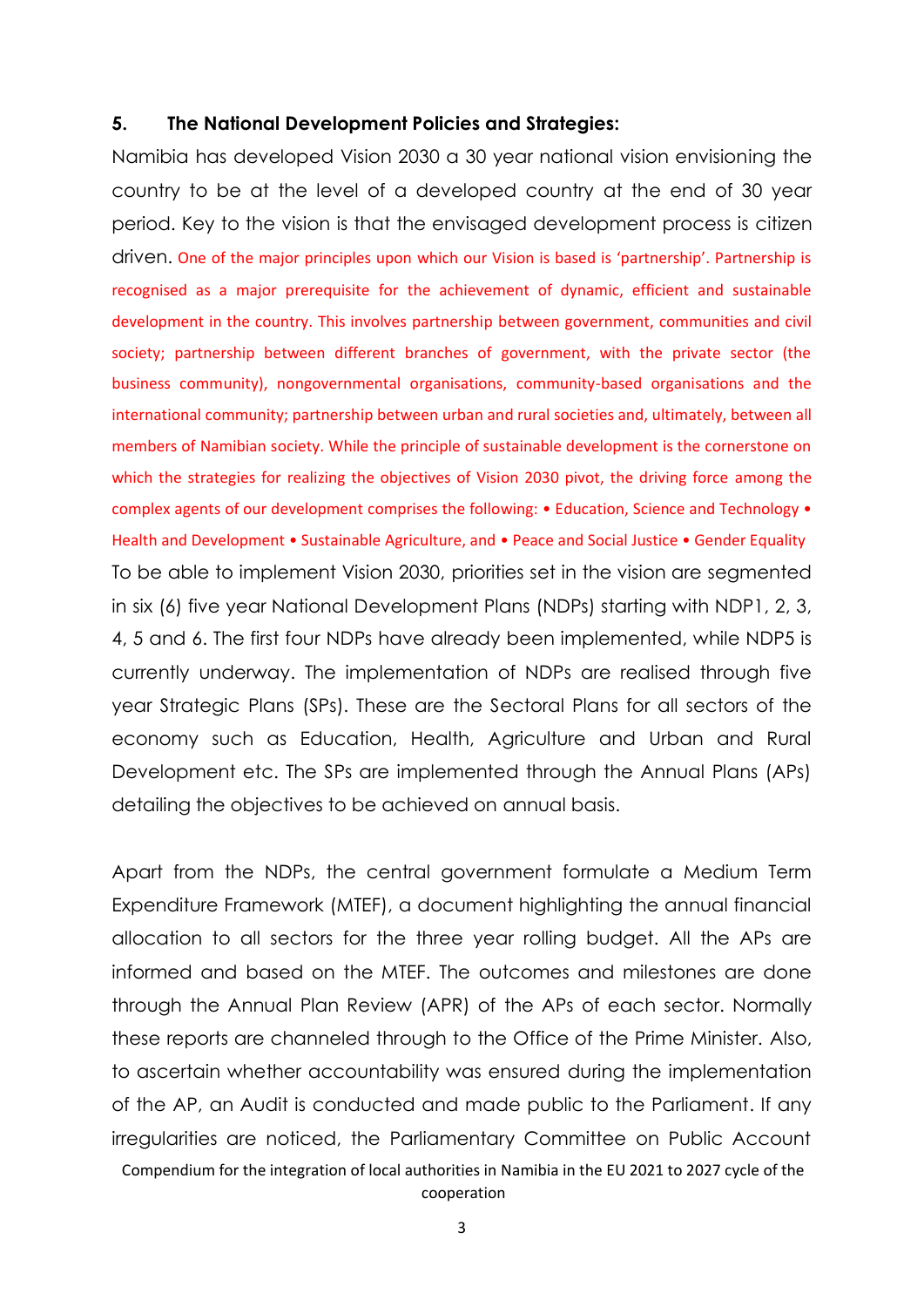## 5. The National Development Policies and Strategies:

Namibia has developed Vision 2030 a 30 year national vision envisioning the country to be at the level of a developed country at the end of 30 year period. Key to the vision is that the envisaged development process is citizen driven. One of the major principles upon which our Vision is based is 'partnership'. Partnership is recognised as a major prerequisite for the achievement of dynamic, efficient and sustainable development in the country. This involves partnership between government, communities and civil society; partnership between different branches of government, with the private sector (the business community), nongovernmental organisations, community-based organisations and the international community; partnership between urban and rural societies and, ultimately, between all members of Namibian society. While the principle of sustainable development is the cornerstone on which the strategies for realizing the objectives of Vision 2030 pivot, the driving force among the complex agents of our development comprises the following: • Education, Science and Technology • Health and Development • Sustainable Agriculture, and • Peace and Social Justice • Gender Equality

To be able to implement Vision 2030, priorities set in the vision are segmented in six (6) five year National Development Plans (NDPs) starting with NDP1, 2, 3, 4, 5 and 6. The first four NDPs have already been implemented, while NDP5 is currently underway. The implementation of NDPs are realised through five year Strategic Plans (SPs). These are the Sectoral Plans for all sectors of the economy such as Education, Health, Agriculture and Urban and Rural Development etc. The SPs are implemented through the Annual Plans (APs) detailing the objectives to be achieved on annual basis.

Apart from the NDPs, the central government formulate a Medium Term Expenditure Framework (MTEF), a document highlighting the annual financial allocation to all sectors for the three year rolling budget. All the APs are informed and based on the MTEF. The outcomes and milestones are done through the Annual Plan Review (APR) of the APs of each sector. Normally these reports are channeled through to the Office of the Prime Minister. Also, to ascertain whether accountability was ensured during the implementation of the AP, an Audit is conducted and made public to the Parliament. If any irregularities are noticed, the Parliamentary Committee on Public Account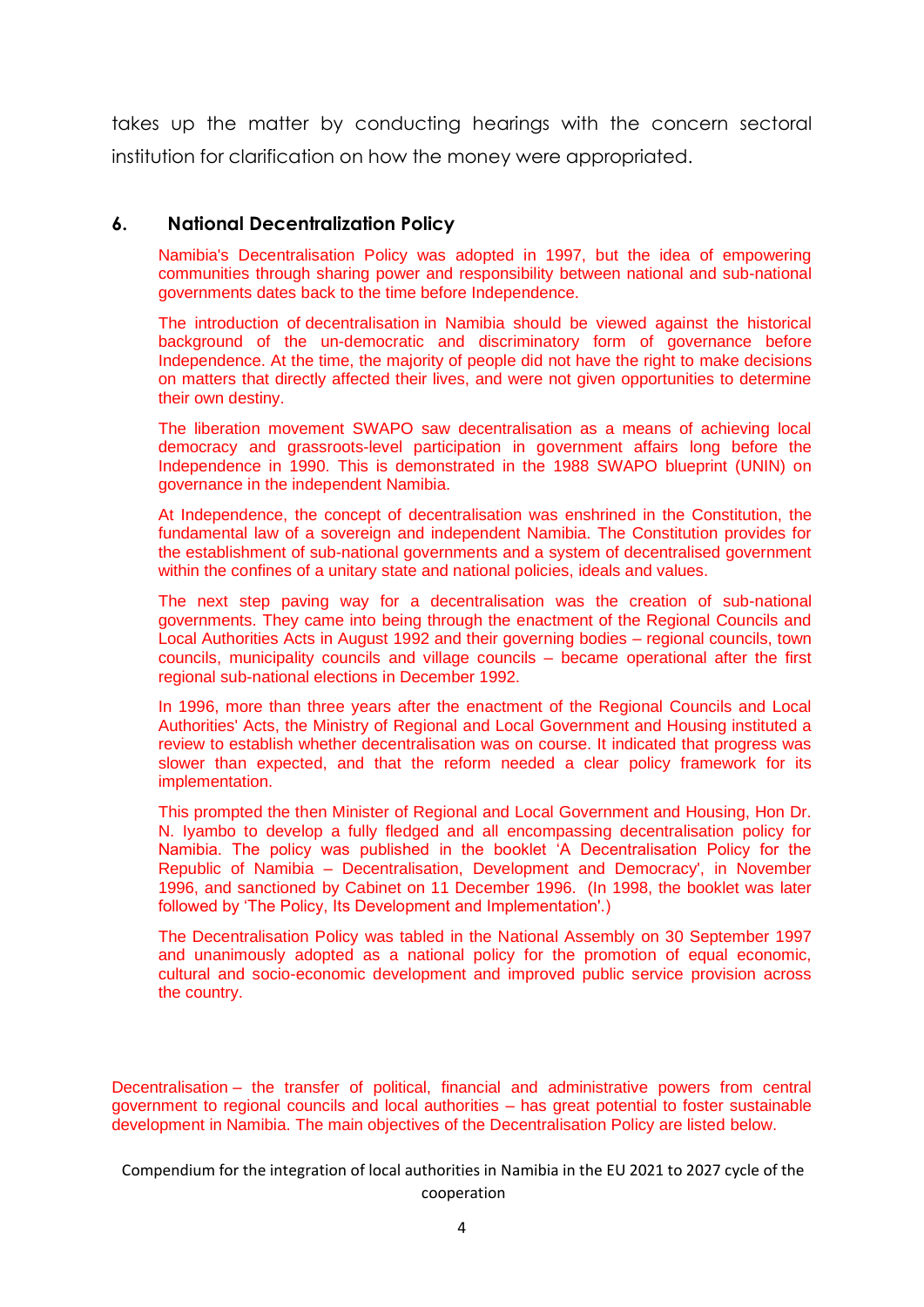takes up the matter by conducting hearings with the concern sectoral institution for clarification on how the money were appropriated.

## 6. National Decentralization Policy

Namibia's Decentralisation Policy was adopted in 1997, but the idea of empowering communities through sharing power and responsibility between national and sub-national governments dates back to the time before Independence.

The introduction of decentralisation in Namibia should be viewed against the historical background of the un-democratic and discriminatory form of governance before Independence. At the time, the majority of people did not have the right to make decisions on matters that directly affected their lives, and were not given opportunities to determine their own destiny.

The liberation movement SWAPO saw decentralisation as a means of achieving local democracy and grassroots-level participation in government affairs long before the Independence in 1990. This is demonstrated in the 1988 SWAPO blueprint (UNIN) on governance in the independent Namibia.

At Independence, the concept of decentralisation was enshrined in the Constitution, the fundamental law of a sovereign and independent Namibia. The Constitution provides for the establishment of sub-national governments and a system of decentralised government within the confines of a unitary state and national policies, ideals and values.

The next step paving way for a decentralisation was the creation of sub-national governments. They came into being through the enactment of the Regional Councils and Local Authorities Acts in August 1992 and their governing bodies – regional councils, town councils, municipality councils and village councils – became operational after the first regional sub-national elections in December 1992.

In 1996, more than three years after the enactment of the Regional Councils and Local Authorities' Acts, the Ministry of Regional and Local Government and Housing instituted a review to establish whether decentralisation was on course. It indicated that progress was slower than expected, and that the reform needed a clear policy framework for its implementation.

This prompted the then Minister of Regional and Local Government and Housing, Hon Dr. N. Iyambo to develop a fully fledged and all encompassing decentralisation policy for Namibia. The policy was published in the booklet 'A Decentralisation Policy for the Republic of Namibia – Decentralisation, Development and Democracy', in November 1996, and sanctioned by Cabinet on 11 December 1996. (In 1998, the booklet was later followed by 'The Policy, Its Development and Implementation'.)

The Decentralisation Policy was tabled in the National Assembly on 30 September 1997 and unanimously adopted as a national policy for the promotion of equal economic, cultural and socio-economic development and improved public service provision across the country.

Decentralisation – the transfer of political, financial and administrative powers from central government to regional councils and local authorities – has great potential to foster sustainable development in Namibia. The main objectives of the Decentralisation Policy are listed below.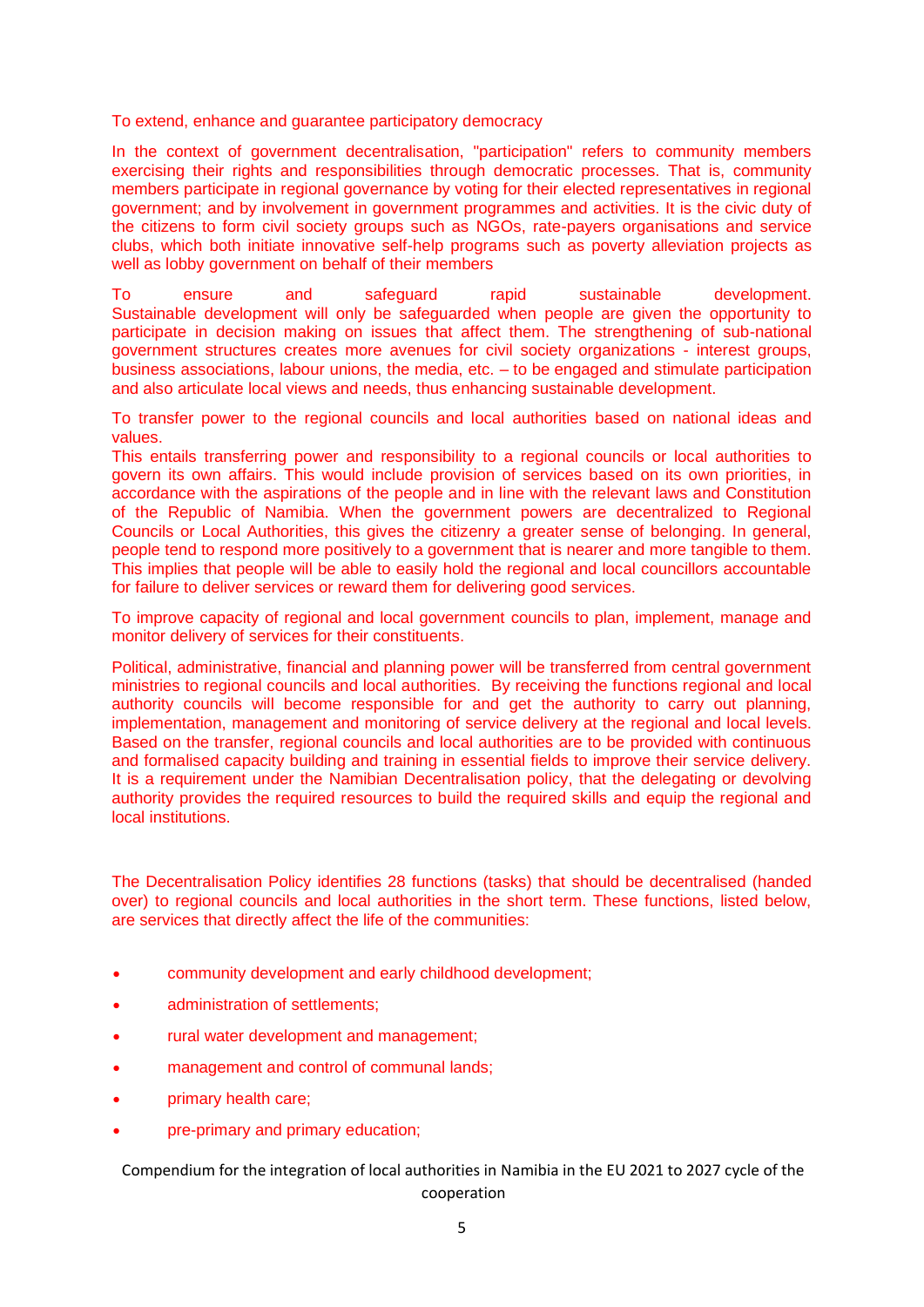To extend, enhance and guarantee participatory democracy

In the context of government decentralisation, "participation" refers to community members exercising their rights and responsibilities through democratic processes. That is, community members participate in regional governance by voting for their elected representatives in regional government; and by involvement in government programmes and activities. It is the civic duty of the citizens to form civil society groups such as NGOs, rate-payers organisations and service clubs, which both initiate innovative self-help programs such as poverty alleviation projects as well as lobby government on behalf of their members

To ensure and safeguard rapid sustainable development. Sustainable development will only be safeguarded when people are given the opportunity to participate in decision making on issues that affect them. The strengthening of sub-national government structures creates more avenues for civil society organizations - interest groups, business associations, labour unions, the media, etc. – to be engaged and stimulate participation and also articulate local views and needs, thus enhancing sustainable development.

To transfer power to the regional councils and local authorities based on national ideas and values.
This entails transferring power and responsibility to a regional councils or local authorities to govern its own affairs. This would include provision of services based on its own priorities, in accordance with the aspirations of the people and in line with the relevant laws and Constitution of the Republic of Namibia. When the government powers are decentralized to Regional Councils or Local Authorities, this gives the citizenry a greater sense of belonging. In general, people tend to respond more positively to a government that is nearer and more tangible to them. This implies that people will be able to easily hold the regional and local councillors accountable for failure to deliver services or reward them for delivering good services.

To improve capacity of regional and local government councils to plan, implement, manage and monitor delivery of services for their constituents.

Political, administrative, financial and planning power will be transferred from central government ministries to regional councils and local authorities. By receiving the functions regional and local authority councils will become responsible for and get the authority to carry out planning, implementation, management and monitoring of service delivery at the regional and local levels. Based on the transfer, regional councils and local authorities are to be provided with continuous and formalised capacity building and training in essential fields to improve their service delivery. It is a requirement under the Namibian Decentralisation policy, that the delegating or devolving authority provides the required resources to build the required skills and equip the regional and local institutions.

The Decentralisation Policy identifies 28 functions (tasks) that should be decentralised (handed over) to regional councils and local authorities in the short term. These functions, listed below, are services that directly affect the life of the communities:

- community development and early childhood development;
- administration of settlements;
- rural water development and management;
- management and control of communal lands;
- primary health care;
- pre-primary and primary education;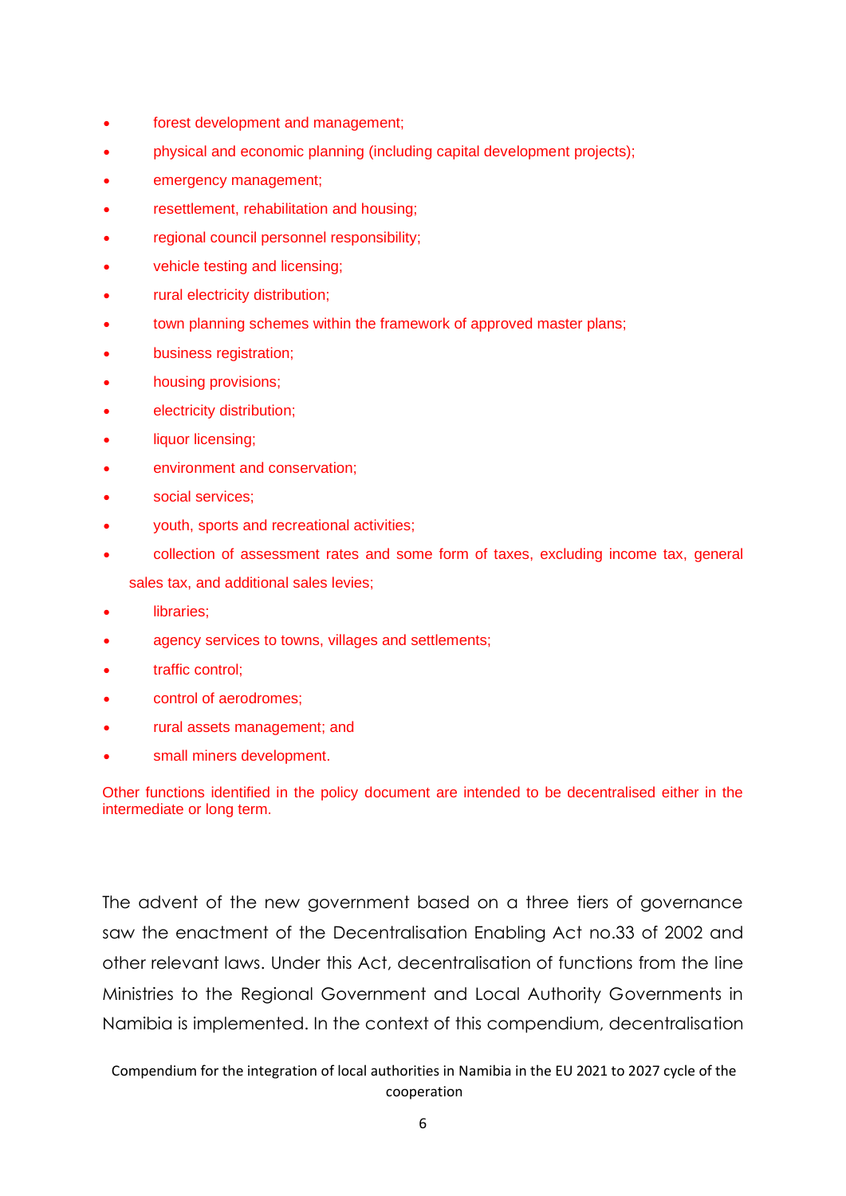- forest development and management;
- physical and economic planning (including capital development projects);
- emergency management;
- resettlement, rehabilitation and housing;
- regional council personnel responsibility;
- vehicle testing and licensing;
- rural electricity distribution;
- town planning schemes within the framework of approved master plans;
- business registration;
- housing provisions;
- electricity distribution;
- liquor licensing;
- environment and conservation;
- social services;
- youth, sports and recreational activities;
- collection of assessment rates and some form of taxes, excluding income tax, general sales tax, and additional sales levies;
- libraries;
- agency services to towns, villages and settlements;
- traffic control;
- control of aerodromes;
- rural assets management; and
- small miners development.

Other functions identified in the policy document are intended to be decentralised either in the intermediate or long term.

The advent of the new government based on a three tiers of governance saw the enactment of the Decentralisation Enabling Act no.33 of 2002 and other relevant laws. Under this Act, decentralisation of functions from the line Ministries to the Regional Government and Local Authority Governments in Namibia is implemented. In the context of this compendium, decentralisation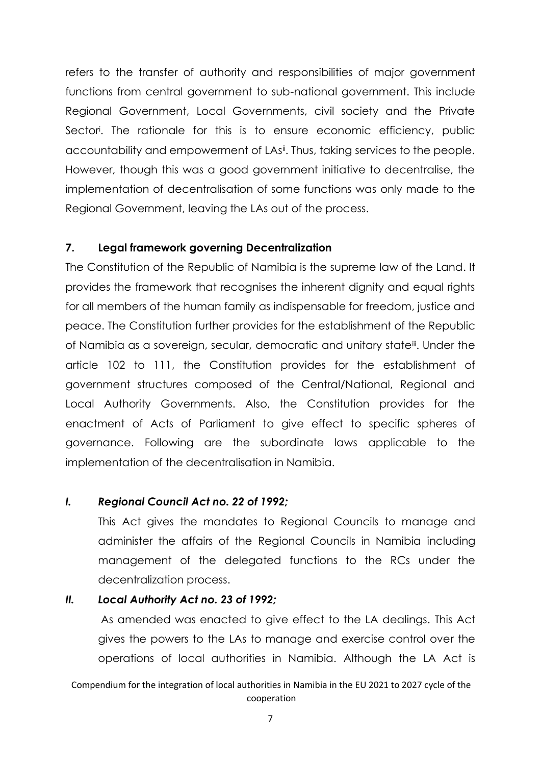refers to the transfer of authority and responsibilities of major government functions from central government to sub-national government. This include Regional Government, Local Governments, civil society and the Private Sector[i]. The rationale for this is to ensure economic efficiency, public accountability and empowerment of LAs[ii]. Thus, taking services to the people. However, though this was a good government initiative to decentralise, the implementation of decentralisation of some functions was only made to the Regional Government, leaving the LAs out of the process.

## 7. Legal framework governing Decentralization

The Constitution of the Republic of Namibia is the supreme law of the Land. It provides the framework that recognises the inherent dignity and equal rights for all members of the human family as indispensable for freedom, justice and peace. The Constitution further provides for the establishment of the Republic of Namibia as a sovereign, secular, democratic and unitary state[iii]. Under the article 102 to 111, the Constitution provides for the establishment of government structures composed of the Central/National, Regional and Local Authority Governments. Also, the Constitution provides for the enactment of Acts of Parliament to give effect to specific spheres of governance. Following are the subordinate laws applicable to the implementation of the decentralisation in Namibia.

### *I. Regional Council Act no. 22 of 1992;*

This Act gives the mandates to Regional Councils to manage and administer the affairs of the Regional Councils in Namibia including management of the delegated functions to the RCs under the decentralization process.

### *II. Local Authority Act no. 23 of 1992;*

As amended was enacted to give effect to the LA dealings. This Act gives the powers to the LAs to manage and exercise control over the operations of local authorities in Namibia. Although the LA Act is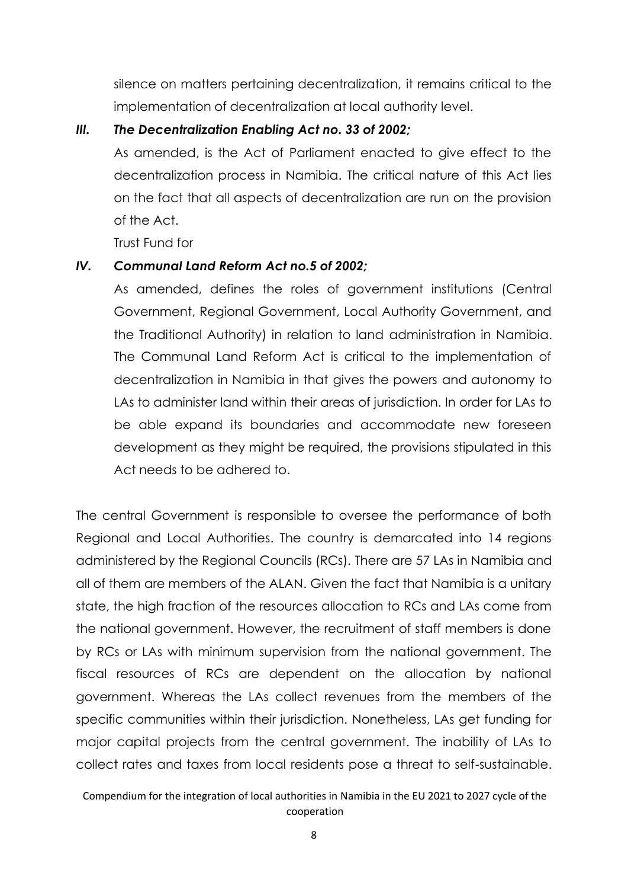silence on matters pertaining decentralization, it remains critical to the implementation of decentralization at local authority level.

***III. The Decentralization Enabling Act no. 33 of 2002;***

As amended, is the Act of Parliament enacted to give effect to the decentralization process in Namibia. The critical nature of this Act lies on the fact that all aspects of decentralization are run on the provision of the Act.

Trust Fund for

***IV. Communal Land Reform Act no.5 of 2002;***

As amended, defines the roles of government institutions (Central Government, Regional Government, Local Authority Government, and the Traditional Authority) in relation to land administration in Namibia. The Communal Land Reform Act is critical to the implementation of decentralization in Namibia in that gives the powers and autonomy to LAs to administer land within their areas of jurisdiction. In order for LAs to be able expand its boundaries and accommodate new foreseen development as they might be required, the provisions stipulated in this Act needs to be adhered to.

The central Government is responsible to oversee the performance of both Regional and Local Authorities. The country is demarcated into 14 regions administered by the Regional Councils (RCs). There are 57 LAs in Namibia and all of them are members of the ALAN. Given the fact that Namibia is a unitary state, the high fraction of the resources allocation to RCs and LAs come from the national government. However, the recruitment of staff members is done by RCs or LAs with minimum supervision from the national government. The fiscal resources of RCs are dependent on the allocation by national government. Whereas the LAs collect revenues from the members of the specific communities within their jurisdiction. Nonetheless, LAs get funding for major capital projects from the central government. The inability of LAs to collect rates and taxes from local residents pose a threat to self-sustainable.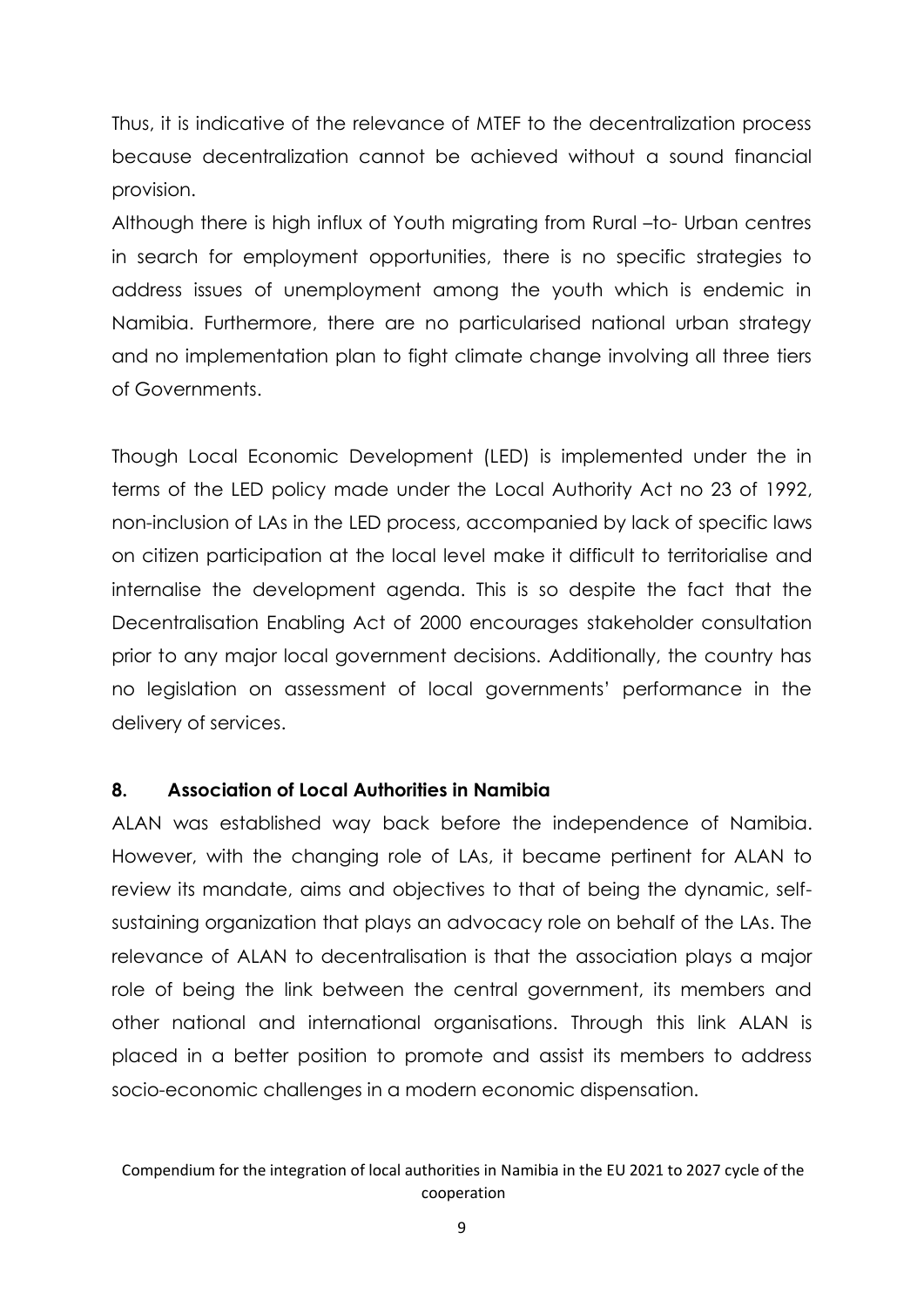Thus, it is indicative of the relevance of MTEF to the decentralization process because decentralization cannot be achieved without a sound financial provision.

Although there is high influx of Youth migrating from Rural –to- Urban centres in search for employment opportunities, there is no specific strategies to address issues of unemployment among the youth which is endemic in Namibia. Furthermore, there are no particularised national urban strategy and no implementation plan to fight climate change involving all three tiers of Governments.

Though Local Economic Development (LED) is implemented under the in terms of the LED policy made under the Local Authority Act no 23 of 1992, non-inclusion of LAs in the LED process, accompanied by lack of specific laws on citizen participation at the local level make it difficult to territorialise and internalise the development agenda. This is so despite the fact that the Decentralisation Enabling Act of 2000 encourages stakeholder consultation prior to any major local government decisions. Additionally, the country has no legislation on assessment of local governments' performance in the delivery of services.

## 8. Association of Local Authorities in Namibia

ALAN was established way back before the independence of Namibia. However, with the changing role of LAs, it became pertinent for ALAN to review its mandate, aims and objectives to that of being the dynamic, self-sustaining organization that plays an advocacy role on behalf of the LAs. The relevance of ALAN to decentralisation is that the association plays a major role of being the link between the central government, its members and other national and international organisations. Through this link ALAN is placed in a better position to promote and assist its members to address socio-economic challenges in a modern economic dispensation.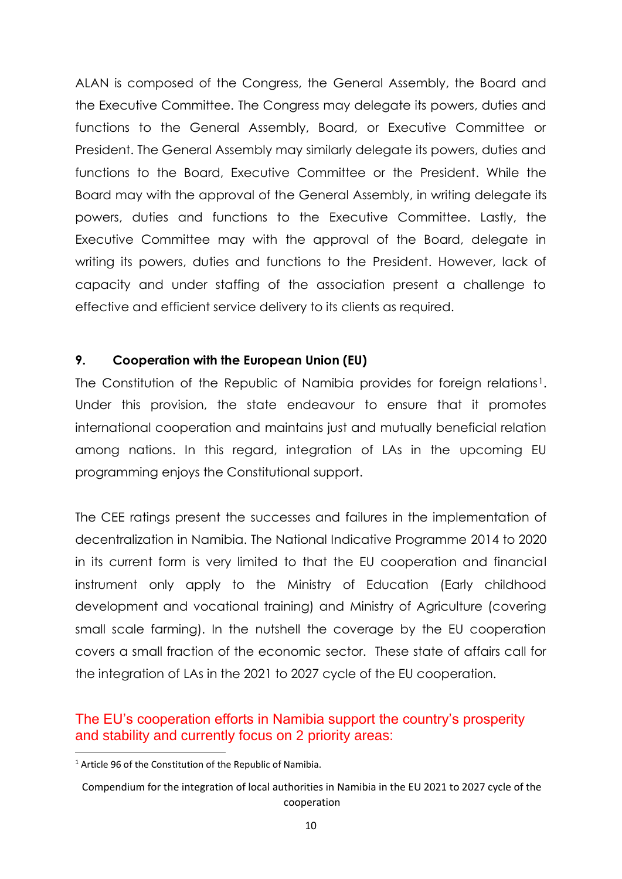ALAN is composed of the Congress, the General Assembly, the Board and the Executive Committee. The Congress may delegate its powers, duties and functions to the General Assembly, Board, or Executive Committee or President. The General Assembly may similarly delegate its powers, duties and functions to the Board, Executive Committee or the President. While the Board may with the approval of the General Assembly, in writing delegate its powers, duties and functions to the Executive Committee. Lastly, the Executive Committee may with the approval of the Board, delegate in writing its powers, duties and functions to the President. However, lack of capacity and under staffing of the association present a challenge to effective and efficient service delivery to its clients as required.

## 9. Cooperation with the European Union (EU)

The Constitution of the Republic of Namibia provides for foreign relations[1]. Under this provision, the state endeavour to ensure that it promotes international cooperation and maintains just and mutually beneficial relation among nations. In this regard, integration of LAs in the upcoming EU programming enjoys the Constitutional support.

The CEE ratings present the successes and failures in the implementation of decentralization in Namibia. The National Indicative Programme 2014 to 2020 in its current form is very limited to that the EU cooperation and financial instrument only apply to the Ministry of Education (Early childhood development and vocational training) and Ministry of Agriculture (covering small scale farming). In the nutshell the coverage by the EU cooperation covers a small fraction of the economic sector. These state of affairs call for the integration of LAs in the 2021 to 2027 cycle of the EU cooperation.

The EU's cooperation efforts in Namibia support the country's prosperity and stability and currently focus on 2 priority areas:

[1] Article 96 of the Constitution of the Republic of Namibia.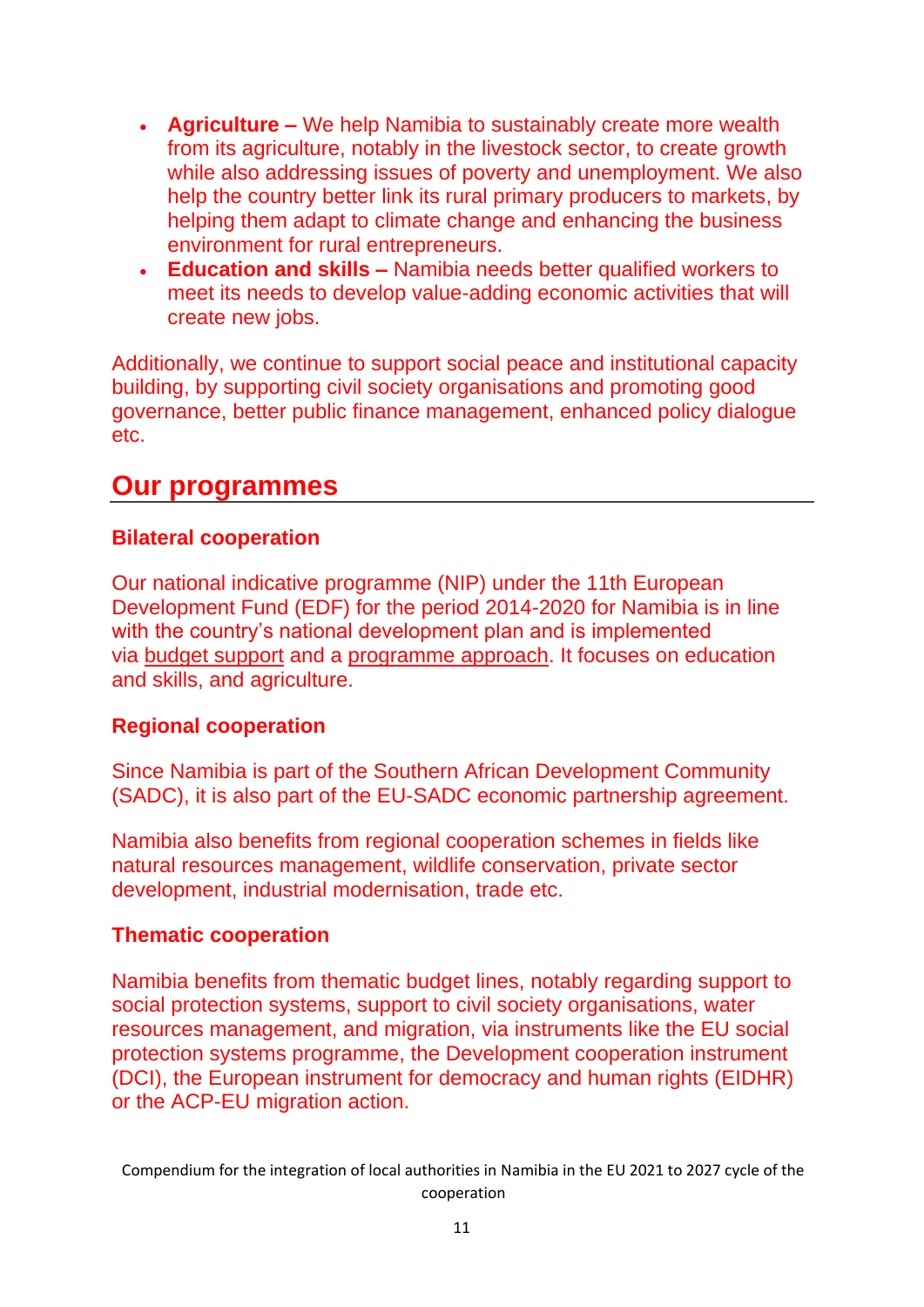- **Agriculture –** We help Namibia to sustainably create more wealth from its agriculture, notably in the livestock sector, to create growth while also addressing issues of poverty and unemployment. We also help the country better link its rural primary producers to markets, by helping them adapt to climate change and enhancing the business environment for rural entrepreneurs.
- **Education and skills –** Namibia needs better qualified workers to meet its needs to develop value-adding economic activities that will create new jobs.

Additionally, we continue to support social peace and institutional capacity building, by supporting civil society organisations and promoting good governance, better public finance management, enhanced policy dialogue etc.

## Our programmes

### Bilateral cooperation

Our national indicative programme (NIP) under the 11th European Development Fund (EDF) for the period 2014-2020 for Namibia is in line with the country's national development plan and is implemented via budget support and a programme approach. It focuses on education and skills, and agriculture.

### Regional cooperation

Since Namibia is part of the Southern African Development Community (SADC), it is also part of the EU-SADC economic partnership agreement.

Namibia also benefits from regional cooperation schemes in fields like natural resources management, wildlife conservation, private sector development, industrial modernisation, trade etc.

### Thematic cooperation

Namibia benefits from thematic budget lines, notably regarding support to social protection systems, support to civil society organisations, water resources management, and migration, via instruments like the EU social protection systems programme, the Development cooperation instrument (DCI), the European instrument for democracy and human rights (EIDHR) or the ACP-EU migration action.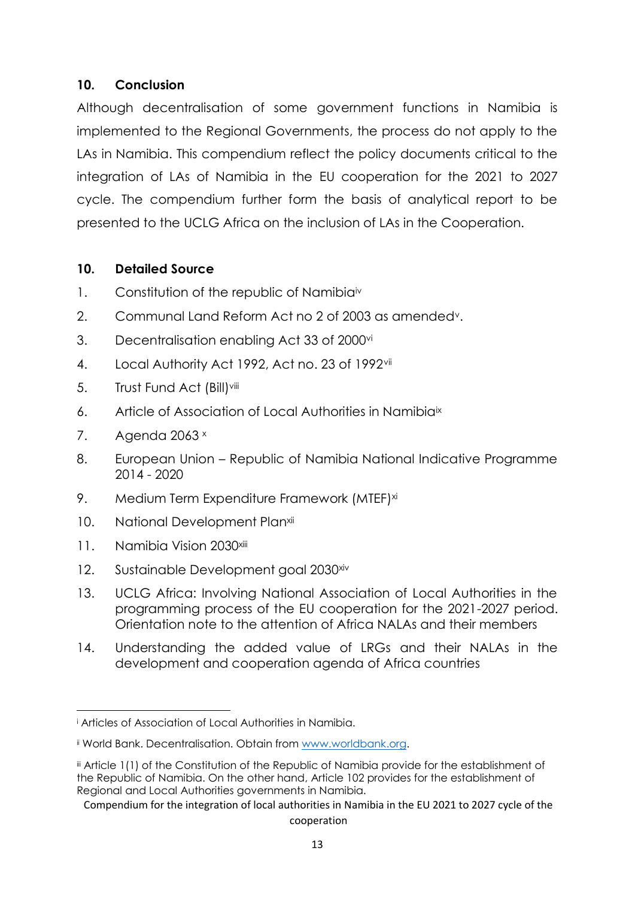## 10. Conclusion

Although decentralisation of some government functions in Namibia is implemented to the Regional Governments, the process do not apply to the LAs in Namibia. This compendium reflect the policy documents critical to the integration of LAs of Namibia in the EU cooperation for the 2021 to 2027 cycle. The compendium further form the basis of analytical report to be presented to the UCLG Africa on the inclusion of LAs in the Cooperation.

## 10. Detailed Source

1. Constitution of the republic of Namibia[iv]
2. Communal Land Reform Act no 2 of 2003 as amended[v].
3. Decentralisation enabling Act 33 of 2000[vi]
4. Local Authority Act 1992, Act no. 23 of 1992[vii]
5. Trust Fund Act (Bill)[viii]
6. Article of Association of Local Authorities in Namibia[ix]
7. Agenda 2063 [x]
8. European Union – Republic of Namibia National Indicative Programme 2014 - 2020
9. Medium Term Expenditure Framework (MTEF)[xi]
10. National Development Plan[xii]
11. Namibia Vision 2030[xiii]
12. Sustainable Development goal 2030[xiv]
13. UCLG Africa: Involving National Association of Local Authorities in the programming process of the EU cooperation for the 2021-2027 period. Orientation note to the attention of Africa NALAs and their members
14. Understanding the added value of LRGs and their NALAs in the development and cooperation agenda of Africa countries

---

[i] Articles of Association of Local Authorities in Namibia.

[ii] World Bank. Decentralisation. Obtain from www.worldbank.org.

[iii] Article 1(1) of the Constitution of the Republic of Namibia provide for the establishment of the Republic of Namibia. On the other hand, Article 102 provides for the establishment of Regional and Local Authorities governments in Namibia.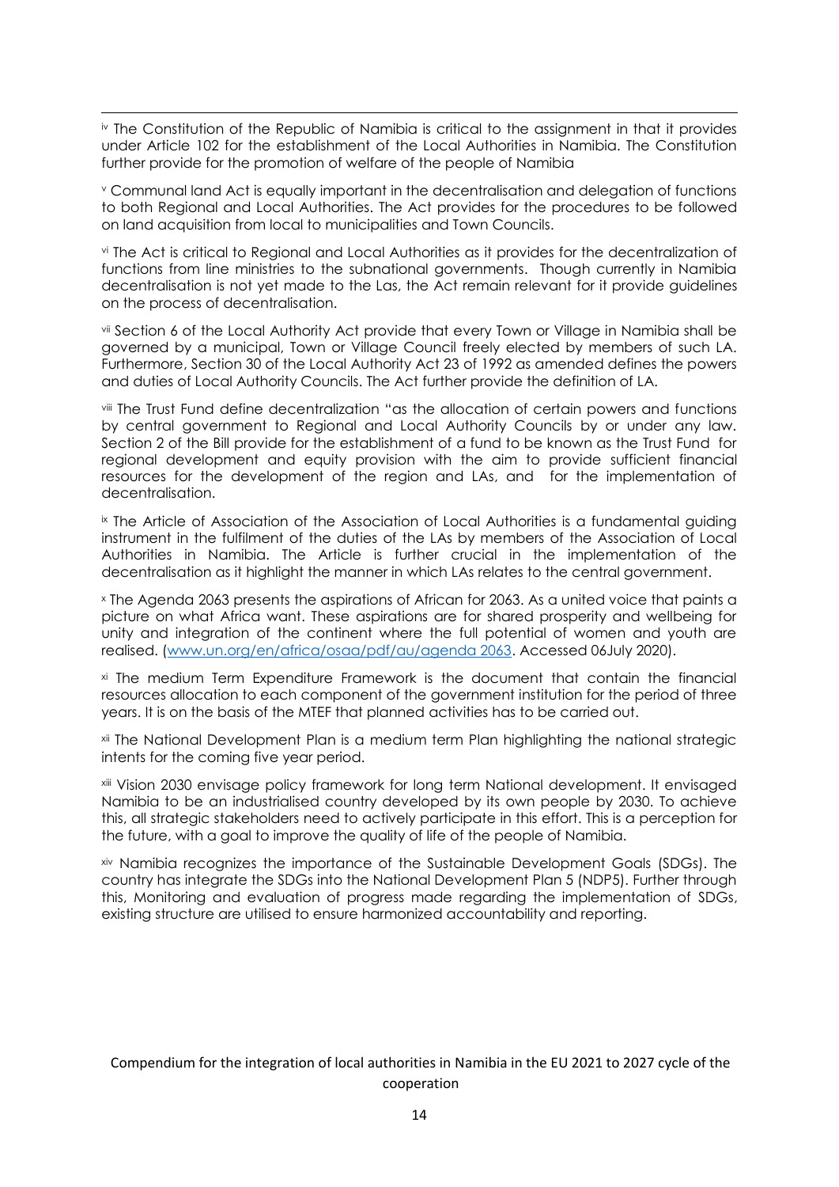[iv] The Constitution of the Republic of Namibia is critical to the assignment in that it provides under Article 102 for the establishment of the Local Authorities in Namibia. The Constitution further provide for the promotion of welfare of the people of Namibia

[v] Communal land Act is equally important in the decentralisation and delegation of functions to both Regional and Local Authorities. The Act provides for the procedures to be followed on land acquisition from local to municipalities and Town Councils.

[vi] The Act is critical to Regional and Local Authorities as it provides for the decentralization of functions from line ministries to the subnational governments. Though currently in Namibia decentralisation is not yet made to the Las, the Act remain relevant for it provide guidelines on the process of decentralisation.

[vii] Section 6 of the Local Authority Act provide that every Town or Village in Namibia shall be governed by a municipal, Town or Village Council freely elected by members of such LA. Furthermore, Section 30 of the Local Authority Act 23 of 1992 as amended defines the powers and duties of Local Authority Councils. The Act further provide the definition of LA.

[viii] The Trust Fund define decentralization "as the allocation of certain powers and functions by central government to Regional and Local Authority Councils by or under any law. Section 2 of the Bill provide for the establishment of a fund to be known as the Trust Fund for regional development and equity provision with the aim to provide sufficient financial resources for the development of the region and LAs, and for the implementation of decentralisation.

[ix] The Article of Association of the Association of Local Authorities is a fundamental guiding instrument in the fulfilment of the duties of the LAs by members of the Association of Local Authorities in Namibia. The Article is further crucial in the implementation of the decentralisation as it highlight the manner in which LAs relates to the central government.

[x] The Agenda 2063 presents the aspirations of African for 2063. As a united voice that paints a picture on what Africa want. These aspirations are for shared prosperity and wellbeing for unity and integration of the continent where the full potential of women and youth are realised. (www.un.org/en/africa/osaa/pdf/au/agenda 2063. Accessed 06July 2020).

[xi] The medium Term Expenditure Framework is the document that contain the financial resources allocation to each component of the government institution for the period of three years. It is on the basis of the MTEF that planned activities has to be carried out.

[xii] The National Development Plan is a medium term Plan highlighting the national strategic intents for the coming five year period.

[xiii] Vision 2030 envisage policy framework for long term National development. It envisaged Namibia to be an industrialised country developed by its own people by 2030. To achieve this, all strategic stakeholders need to actively participate in this effort. This is a perception for the future, with a goal to improve the quality of life of the people of Namibia.

[xiv] Namibia recognizes the importance of the Sustainable Development Goals (SDGs). The country has integrate the SDGs into the National Development Plan 5 (NDP5). Further through this, Monitoring and evaluation of progress made regarding the implementation of SDGs, existing structure are utilised to ensure harmonized accountability and reporting.